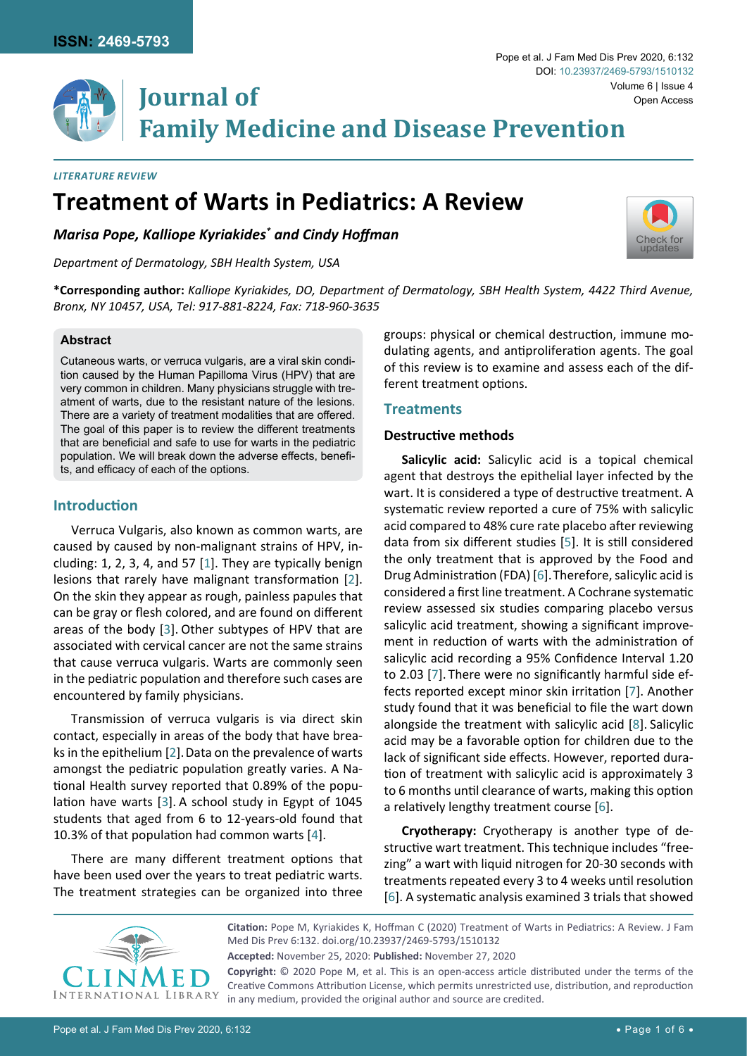*LITERATURE REVIEW*

# Treatment of Warts in Pediatrics: A Review

***Marisa Pope, Kalliope Kyriakides\* and Cindy Hoffman***

*Department of Dermatology, SBH Health System, USA*

**\*Corresponding author:** *Kalliope Kyriakides, DO, Department of Dermatology, SBH Health System, 4422 Third Avenue, Bronx, NY 10457, USA, Tel: 917-881-8224, Fax: 718-960-3635*

### Abstract

Cutaneous warts, or verruca vulgaris, are a viral skin condition caused by the Human Papilloma Virus (HPV) that are very common in children. Many physicians struggle with treatment of warts, due to the resistant nature of the lesions. There are a variety of treatment modalities that are offered. The goal of this paper is to review the different treatments that are beneficial and safe to use for warts in the pediatric population. We will break down the adverse effects, benefits, and efficacy of each of the options.

## Introduction

Verruca Vulgaris, also known as common warts, are caused by caused by non-malignant strains of HPV, including: 1, 2, 3, 4, and 57 [1]. They are typically benign lesions that rarely have malignant transformation [2]. On the skin they appear as rough, painless papules that can be gray or flesh colored, and are found on different areas of the body [3]. Other subtypes of HPV that are associated with cervical cancer are not the same strains that cause verruca vulgaris. Warts are commonly seen in the pediatric population and therefore such cases are encountered by family physicians.

Transmission of verruca vulgaris is via direct skin contact, especially in areas of the body that have breaks in the epithelium [2]. Data on the prevalence of warts amongst the pediatric population greatly varies. A National Health survey reported that 0.89% of the population have warts [3]. A school study in Egypt of 1045 students that aged from 6 to 12-years-old found that 10.3% of that population had common warts [4].

There are many different treatment options that have been used over the years to treat pediatric warts. The treatment strategies can be organized into three groups: physical or chemical destruction, immune modulating agents, and antiproliferation agents. The goal of this review is to examine and assess each of the different treatment options.

## Treatments

### Destructive methods

**Salicylic acid:** Salicylic acid is a topical chemical agent that destroys the epithelial layer infected by the wart. It is considered a type of destructive treatment. A systematic review reported a cure of 75% with salicylic acid compared to 48% cure rate placebo after reviewing data from six different studies [5]. It is still considered the only treatment that is approved by the Food and Drug Administration (FDA) [6]. Therefore, salicylic acid is considered a first line treatment. A Cochrane systematic review assessed six studies comparing placebo versus salicylic acid treatment, showing a significant improvement in reduction of warts with the administration of salicylic acid recording a 95% Confidence Interval 1.20 to 2.03 [7]. There were no significantly harmful side effects reported except minor skin irritation [7]. Another study found that it was beneficial to file the wart down alongside the treatment with salicylic acid [8]. Salicylic acid may be a favorable option for children due to the lack of significant side effects. However, reported duration of treatment with salicylic acid is approximately 3 to 6 months until clearance of warts, making this option a relatively lengthy treatment course [6].

**Cryotherapy:** Cryotherapy is another type of destructive wart treatment. This technique includes "freezing" a wart with liquid nitrogen for 20-30 seconds with treatments repeated every 3 to 4 weeks until resolution [6]. A systematic analysis examined 3 trials that showed

**Citation:** Pope M, Kyriakides K, Hoffman C (2020) Treatment of Warts in Pediatrics: A Review. J Fam Med Dis Prev 6:132. doi.org/10.23937/2469-5793/1510132

**Accepted:** November 25, 2020: **Published:** November 27, 2020

**Copyright:** © 2020 Pope M, et al. This is an open-access article distributed under the terms of the Creative Commons Attribution License, which permits unrestricted use, distribution, and reproduction in any medium, provided the original author and source are credited.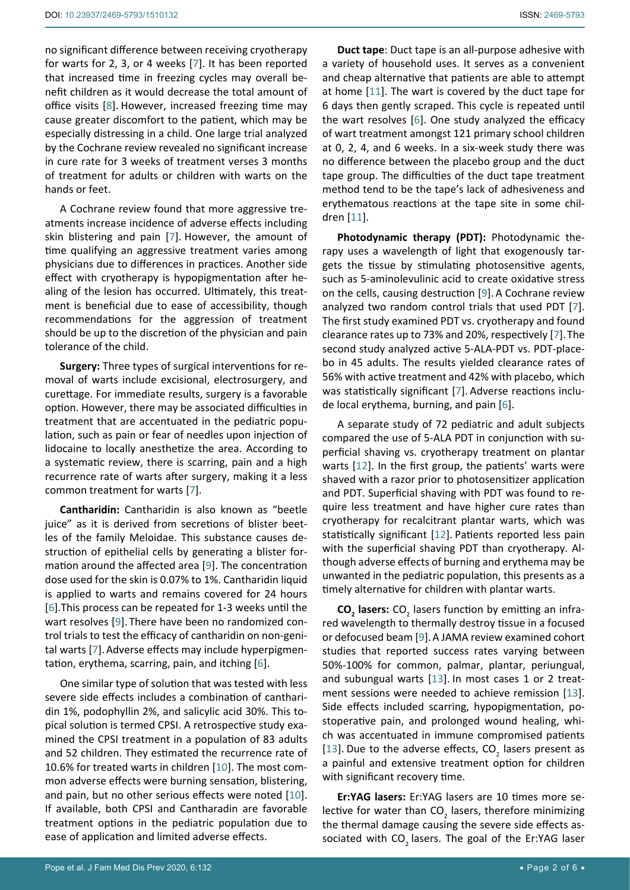no significant difference between receiving cryotherapy for warts for 2, 3, or 4 weeks [7]. It has been reported that increased time in freezing cycles may overall benefit children as it would decrease the total amount of office visits [8]. However, increased freezing time may cause greater discomfort to the patient, which may be especially distressing in a child. One large trial analyzed by the Cochrane review revealed no significant increase in cure rate for 3 weeks of treatment verses 3 months of treatment for adults or children with warts on the hands or feet.

A Cochrane review found that more aggressive treatments increase incidence of adverse effects including skin blistering and pain [7]. However, the amount of time qualifying an aggressive treatment varies among physicians due to differences in practices. Another side effect with cryotherapy is hypopigmentation after healing of the lesion has occurred. Ultimately, this treatment is beneficial due to ease of accessibility, though recommendations for the aggression of treatment should be up to the discretion of the physician and pain tolerance of the child.

**Surgery:** Three types of surgical interventions for removal of warts include excisional, electrosurgery, and curettage. For immediate results, surgery is a favorable option. However, there may be associated difficulties in treatment that are accentuated in the pediatric population, such as pain or fear of needles upon injection of lidocaine to locally anesthetize the area. According to a systematic review, there is scarring, pain and a high recurrence rate of warts after surgery, making it a less common treatment for warts [7].

**Cantharidin:** Cantharidin is also known as "beetle juice" as it is derived from secretions of blister beetles of the family Meloidae. This substance causes destruction of epithelial cells by generating a blister formation around the affected area [9]. The concentration dose used for the skin is 0.07% to 1%. Cantharidin liquid is applied to warts and remains covered for 24 hours [6].This process can be repeated for 1-3 weeks until the wart resolves [9]. There have been no randomized control trials to test the efficacy of cantharidin on non-genital warts [7]. Adverse effects may include hyperpigmentation, erythema, scarring, pain, and itching [6].

One similar type of solution that was tested with less severe side effects includes a combination of cantharidin 1%, podophyllin 2%, and salicylic acid 30%. This topical solution is termed CPSI. A retrospective study examined the CPSI treatment in a population of 83 adults and 52 children. They estimated the recurrence rate of 10.6% for treated warts in children [10]. The most common adverse effects were burning sensation, blistering, and pain, but no other serious effects were noted [10]. If available, both CPSI and Cantharadin are favorable treatment options in the pediatric population due to ease of application and limited adverse effects.

**Duct tape**: Duct tape is an all-purpose adhesive with a variety of household uses. It serves as a convenient and cheap alternative that patients are able to attempt at home [11]. The wart is covered by the duct tape for 6 days then gently scraped. This cycle is repeated until the wart resolves [6]. One study analyzed the efficacy of wart treatment amongst 121 primary school children at 0, 2, 4, and 6 weeks. In a six-week study there was no difference between the placebo group and the duct tape group. The difficulties of the duct tape treatment method tend to be the tape's lack of adhesiveness and erythematous reactions at the tape site in some children [11].

**Photodynamic therapy (PDT):** Photodynamic therapy uses a wavelength of light that exogenously targets the tissue by stimulating photosensitive agents, such as 5-aminolevulinic acid to create oxidative stress on the cells, causing destruction [9]. A Cochrane review analyzed two random control trials that used PDT [7]. The first study examined PDT vs. cryotherapy and found clearance rates up to 73% and 20%, respectively [7]. The second study analyzed active 5-ALA-PDT vs. PDT-placebo in 45 adults. The results yielded clearance rates of 56% with active treatment and 42% with placebo, which was statistically significant [7]. Adverse reactions include local erythema, burning, and pain [6].

A separate study of 72 pediatric and adult subjects compared the use of 5-ALA PDT in conjunction with superficial shaving vs. cryotherapy treatment on plantar warts [12]. In the first group, the patients' warts were shaved with a razor prior to photosensitizer application and PDT. Superficial shaving with PDT was found to require less treatment and have higher cure rates than cryotherapy for recalcitrant plantar warts, which was statistically significant [12]. Patients reported less pain with the superficial shaving PDT than cryotherapy. Although adverse effects of burning and erythema may be unwanted in the pediatric population, this presents as a timely alternative for children with plantar warts.

**$CO_2$ lasers:** $CO_2$ lasers function by emitting an infrared wavelength to thermally destroy tissue in a focused or defocused beam [9]. A JAMA review examined cohort studies that reported success rates varying between 50%-100% for common, palmar, plantar, periungual, and subungual warts [13]. In most cases 1 or 2 treatment sessions were needed to achieve remission [13]. Side effects included scarring, hypopigmentation, postoperative pain, and prolonged wound healing, which was accentuated in immune compromised patients [13]. Due to the adverse effects, $CO_2$ lasers present as a painful and extensive treatment option for children with significant recovery time.

**Er:YAG lasers:** Er:YAG lasers are 10 times more selective for water than $CO_2$ lasers, therefore minimizing the thermal damage causing the severe side effects associated with $CO_2$ lasers. The goal of the Er:YAG laser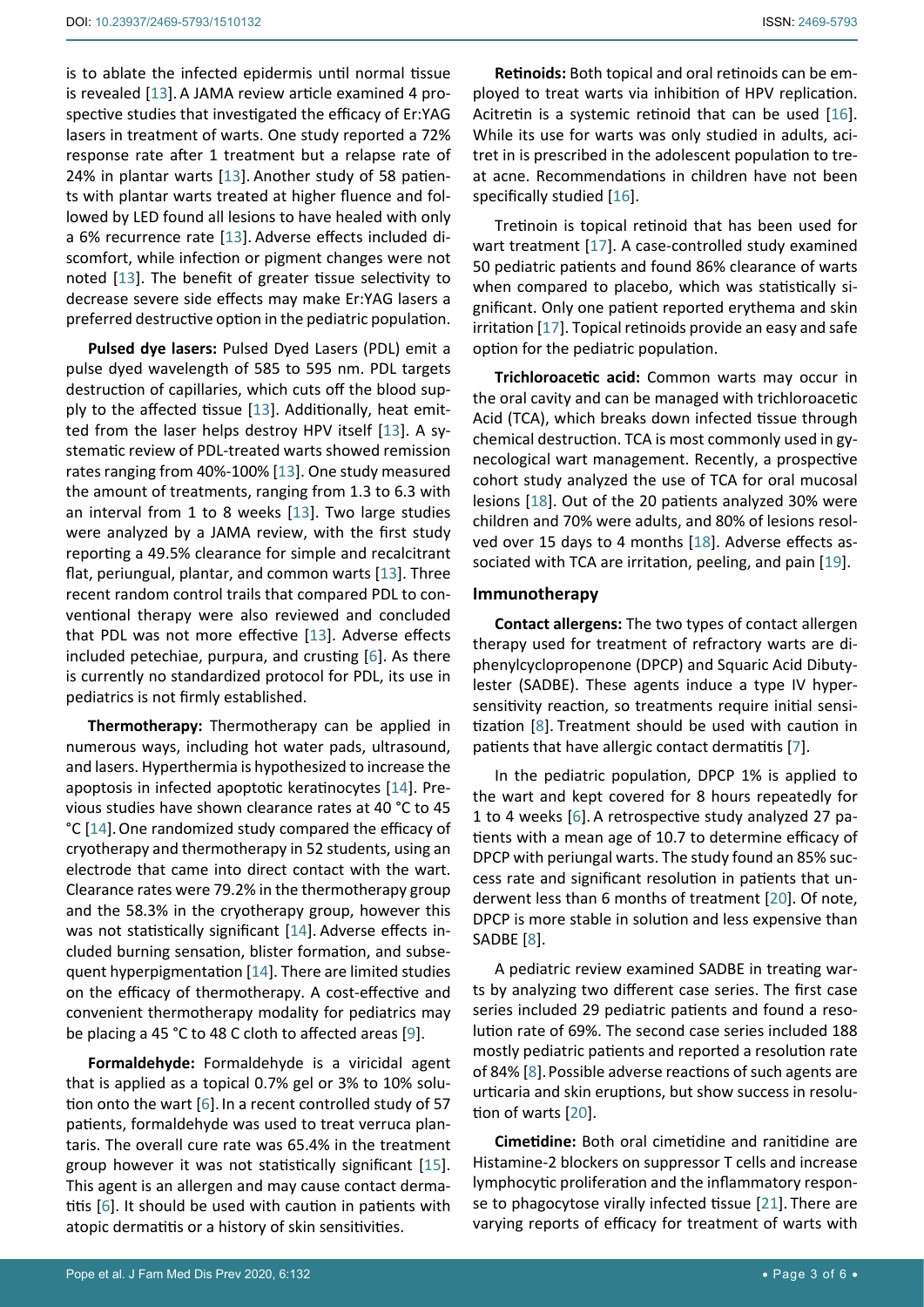is to ablate the infected epidermis until normal tissue is revealed [13]. A JAMA review article examined 4 prospective studies that investigated the efficacy of Er:YAG lasers in treatment of warts. One study reported a 72% response rate after 1 treatment but a relapse rate of 24% in plantar warts [13]. Another study of 58 patients with plantar warts treated at higher fluence and followed by LED found all lesions to have healed with only a 6% recurrence rate [13]. Adverse effects included discomfort, while infection or pigment changes were not noted [13]. The benefit of greater tissue selectivity to decrease severe side effects may make Er:YAG lasers a preferred destructive option in the pediatric population.

**Pulsed dye lasers:** Pulsed Dyed Lasers (PDL) emit a pulse dyed wavelength of 585 to 595 nm. PDL targets destruction of capillaries, which cuts off the blood supply to the affected tissue [13]. Additionally, heat emitted from the laser helps destroy HPV itself [13]. A systematic review of PDL-treated warts showed remission rates ranging from 40%-100% [13]. One study measured the amount of treatments, ranging from 1.3 to 6.3 with an interval from 1 to 8 weeks [13]. Two large studies were analyzed by a JAMA review, with the first study reporting a 49.5% clearance for simple and recalcitrant flat, periungual, plantar, and common warts [13]. Three recent random control trails that compared PDL to conventional therapy were also reviewed and concluded that PDL was not more effective [13]. Adverse effects included petechiae, purpura, and crusting [6]. As there is currently no standardized protocol for PDL, its use in pediatrics is not firmly established.

**Thermotherapy:** Thermotherapy can be applied in numerous ways, including hot water pads, ultrasound, and lasers. Hyperthermia is hypothesized to increase the apoptosis in infected apoptotic keratinocytes [14]. Previous studies have shown clearance rates at 40 °C to 45 °C [14]. One randomized study compared the efficacy of cryotherapy and thermotherapy in 52 students, using an electrode that came into direct contact with the wart. Clearance rates were 79.2% in the thermotherapy group and the 58.3% in the cryotherapy group, however this was not statistically significant [14]. Adverse effects included burning sensation, blister formation, and subsequent hyperpigmentation [14]. There are limited studies on the efficacy of thermotherapy. A cost-effective and convenient thermotherapy modality for pediatrics may be placing a 45 °C to 48 C cloth to affected areas [9].

**Formaldehyde:** Formaldehyde is a viricidal agent that is applied as a topical 0.7% gel or 3% to 10% solution onto the wart [6]. In a recent controlled study of 57 patients, formaldehyde was used to treat verruca plantaris. The overall cure rate was 65.4% in the treatment group however it was not statistically significant [15]. This agent is an allergen and may cause contact dermatitis [6]. It should be used with caution in patients with atopic dermatitis or a history of skin sensitivities.

**Retinoids:** Both topical and oral retinoids can be employed to treat warts via inhibition of HPV replication. Acitretin is a systemic retinoid that can be used [16]. While its use for warts was only studied in adults, acitret in is prescribed in the adolescent population to treat acne. Recommendations in children have not been specifically studied [16].

Tretinoin is topical retinoid that has been used for wart treatment [17]. A case-controlled study examined 50 pediatric patients and found 86% clearance of warts when compared to placebo, which was statistically significant. Only one patient reported erythema and skin irritation [17]. Topical retinoids provide an easy and safe option for the pediatric population.

**Trichloroacetic acid:** Common warts may occur in the oral cavity and can be managed with trichloroacetic Acid (TCA), which breaks down infected tissue through chemical destruction. TCA is most commonly used in gynecological wart management. Recently, a prospective cohort study analyzed the use of TCA for oral mucosal lesions [18]. Out of the 20 patients analyzed 30% were children and 70% were adults, and 80% of lesions resolved over 15 days to 4 months [18]. Adverse effects associated with TCA are irritation, peeling, and pain [19].

## Immunotherapy

**Contact allergens:** The two types of contact allergen therapy used for treatment of refractory warts are diphenylcyclopropenone (DPCP) and Squaric Acid Dibutylester (SADBE). These agents induce a type IV hypersensitivity reaction, so treatments require initial sensitization [8]. Treatment should be used with caution in patients that have allergic contact dermatitis [7].

In the pediatric population, DPCP 1% is applied to the wart and kept covered for 8 hours repeatedly for 1 to 4 weeks [6]. A retrospective study analyzed 27 patients with a mean age of 10.7 to determine efficacy of DPCP with periungal warts. The study found an 85% success rate and significant resolution in patients that underwent less than 6 months of treatment [20]. Of note, DPCP is more stable in solution and less expensive than SADBE [8].

A pediatric review examined SADBE in treating warts by analyzing two different case series. The first case series included 29 pediatric patients and found a resolution rate of 69%. The second case series included 188 mostly pediatric patients and reported a resolution rate of 84% [8]. Possible adverse reactions of such agents are urticaria and skin eruptions, but show success in resolution of warts [20].

**Cimetidine:** Both oral cimetidine and ranitidine are Histamine-2 blockers on suppressor T cells and increase lymphocytic proliferation and the inflammatory response to phagocytose virally infected tissue [21]. There are varying reports of efficacy for treatment of warts with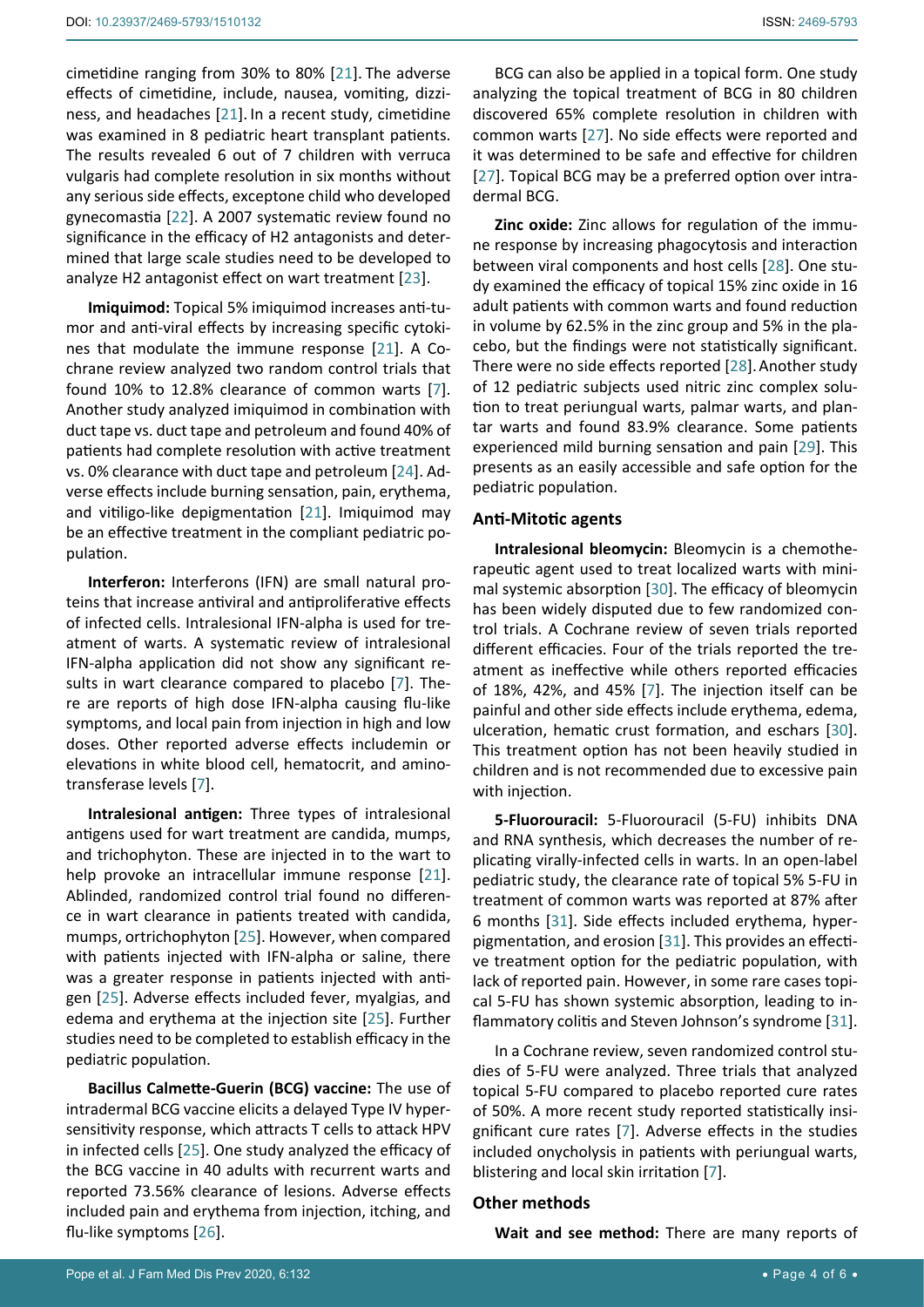cimetidine ranging from 30% to 80% [21]. The adverse effects of cimetidine, include, nausea, vomiting, dizziness, and headaches [21]. In a recent study, cimetidine was examined in 8 pediatric heart transplant patients. The results revealed 6 out of 7 children with verruca vulgaris had complete resolution in six months without any serious side effects, exceptone child who developed gynecomastia [22]. A 2007 systematic review found no significance in the efficacy of H2 antagonists and determined that large scale studies need to be developed to analyze H2 antagonist effect on wart treatment [23].

**Imiquimod:** Topical 5% imiquimod increases anti-tumor and anti-viral effects by increasing specific cytokines that modulate the immune response [21]. A Cochrane review analyzed two random control trials that found 10% to 12.8% clearance of common warts [7]. Another study analyzed imiquimod in combination with duct tape vs. duct tape and petroleum and found 40% of patients had complete resolution with active treatment vs. 0% clearance with duct tape and petroleum [24]. Adverse effects include burning sensation, pain, erythema, and vitiligo-like depigmentation [21]. Imiquimod may be an effective treatment in the compliant pediatric population.

**Interferon:** Interferons (IFN) are small natural proteins that increase antiviral and antiproliferative effects of infected cells. Intralesional IFN-alpha is used for treatment of warts. A systematic review of intralesional IFN-alpha application did not show any significant results in wart clearance compared to placebo [7]. There are reports of high dose IFN-alpha causing flu-like symptoms, and local pain from injection in high and low doses. Other reported adverse effects includemin or elevations in white blood cell, hematocrit, and aminotransferase levels [7].

**Intralesional antigen:** Three types of intralesional antigens used for wart treatment are candida, mumps, and trichophyton. These are injected in to the wart to help provoke an intracellular immune response [21]. Ablinded, randomized control trial found no difference in wart clearance in patients treated with candida, mumps, ortrichophyton [25]. However, when compared with patients injected with IFN-alpha or saline, there was a greater response in patients injected with antigen [25]. Adverse effects included fever, myalgias, and edema and erythema at the injection site [25]. Further studies need to be completed to establish efficacy in the pediatric population.

**Bacillus Calmette-Guerin (BCG) vaccine:** The use of intradermal BCG vaccine elicits a delayed Type IV hypersensitivity response, which attracts T cells to attack HPV in infected cells [25]. One study analyzed the efficacy of the BCG vaccine in 40 adults with recurrent warts and reported 73.56% clearance of lesions. Adverse effects included pain and erythema from injection, itching, and flu-like symptoms [26].

BCG can also be applied in a topical form. One study analyzing the topical treatment of BCG in 80 children discovered 65% complete resolution in children with common warts [27]. No side effects were reported and it was determined to be safe and effective for children [27]. Topical BCG may be a preferred option over intradermal BCG.

**Zinc oxide:** Zinc allows for regulation of the immune response by increasing phagocytosis and interaction between viral components and host cells [28]. One study examined the efficacy of topical 15% zinc oxide in 16 adult patients with common warts and found reduction in volume by 62.5% in the zinc group and 5% in the placebo, but the findings were not statistically significant. There were no side effects reported [28]. Another study of 12 pediatric subjects used nitric zinc complex solution to treat periungual warts, palmar warts, and plantar warts and found 83.9% clearance. Some patients experienced mild burning sensation and pain [29]. This presents as an easily accessible and safe option for the pediatric population.

### Anti-Mitotic agents

**Intralesional bleomycin:** Bleomycin is a chemotherapeutic agent used to treat localized warts with minimal systemic absorption [30]. The efficacy of bleomycin has been widely disputed due to few randomized control trials. A Cochrane review of seven trials reported different efficacies. Four of the trials reported the treatment as ineffective while others reported efficacies of 18%, 42%, and 45% [7]. The injection itself can be painful and other side effects include erythema, edema, ulceration, hematic crust formation, and eschars [30]. This treatment option has not been heavily studied in children and is not recommended due to excessive pain with injection.

**5-Fluorouracil:** 5-Fluorouracil (5-FU) inhibits DNA and RNA synthesis, which decreases the number of replicating virally-infected cells in warts. In an open-label pediatric study, the clearance rate of topical 5% 5-FU in treatment of common warts was reported at 87% after 6 months [31]. Side effects included erythema, hyperpigmentation, and erosion [31]. This provides an effective treatment option for the pediatric population, with lack of reported pain. However, in some rare cases topical 5-FU has shown systemic absorption, leading to inflammatory colitis and Steven Johnson's syndrome [31].

In a Cochrane review, seven randomized control studies of 5-FU were analyzed. Three trials that analyzed topical 5-FU compared to placebo reported cure rates of 50%. A more recent study reported statistically insignificant cure rates [7]. Adverse effects in the studies included onycholysis in patients with periungual warts, blistering and local skin irritation [7].

### Other methods

**Wait and see method:** There are many reports of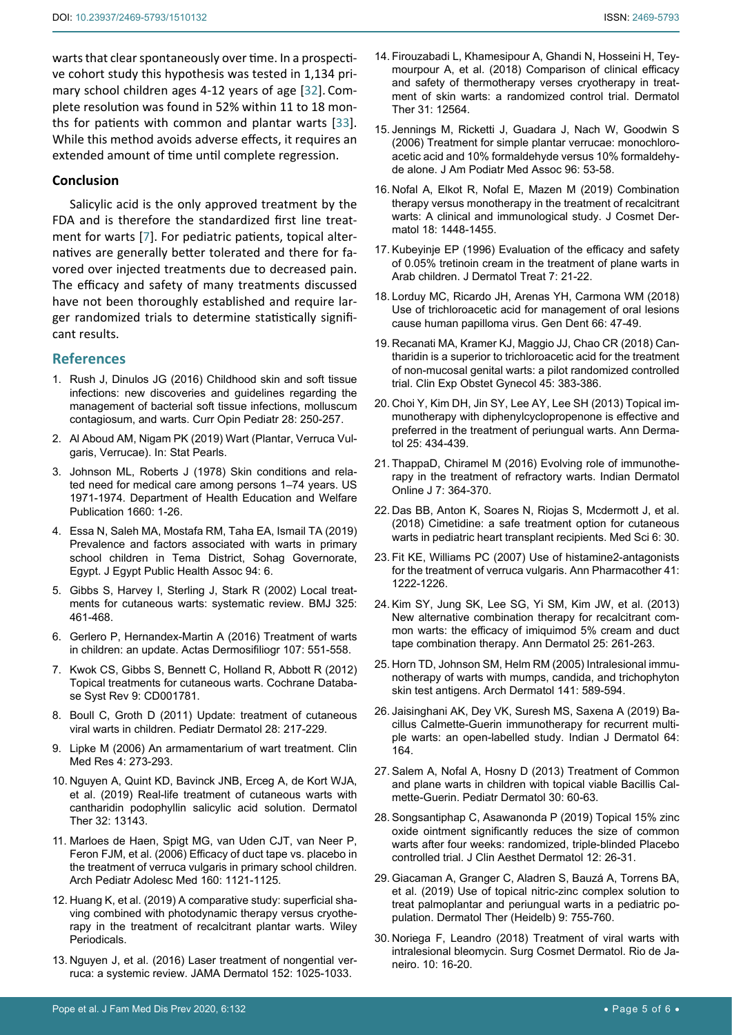warts that clear spontaneously over time. In a prospective cohort study this hypothesis was tested in 1,134 primary school children ages 4-12 years of age [32]. Complete resolution was found in 52% within 11 to 18 months for patients with common and plantar warts [33]. While this method avoids adverse effects, it requires an extended amount of time until complete regression.

## Conclusion

Salicylic acid is the only approved treatment by the FDA and is therefore the standardized first line treatment for warts [7]. For pediatric patients, topical alternatives are generally better tolerated and there for favored over injected treatments due to decreased pain. The efficacy and safety of many treatments discussed have not been thoroughly established and require larger randomized trials to determine statistically significant results.

## References

1. Rush J, Dinulos JG (2016) Childhood skin and soft tissue infections: new discoveries and guidelines regarding the management of bacterial soft tissue infections, molluscum contagiosum, and warts. Curr Opin Pediatr 28: 250-257.
2. Al Aboud AM, Nigam PK (2019) Wart (Plantar, Verruca Vulgaris, Verrucae). In: Stat Pearls.
3. Johnson ML, Roberts J (1978) Skin conditions and related need for medical care among persons 1–74 years. US 1971-1974. Department of Health Education and Welfare Publication 1660: 1-26.
4. Essa N, Saleh MA, Mostafa RM, Taha EA, Ismail TA (2019) Prevalence and factors associated with warts in primary school children in Tema District, Sohag Governorate, Egypt. J Egypt Public Health Assoc 94: 6.
5. Gibbs S, Harvey I, Sterling J, Stark R (2002) Local treatments for cutaneous warts: systematic review. BMJ 325: 461-468.
6. Gerlero P, Hernandex-Martin A (2016) Treatment of warts in children: an update. Actas Dermosifiliogr 107: 551-558.
7. Kwok CS, Gibbs S, Bennett C, Holland R, Abbott R (2012) Topical treatments for cutaneous warts. Cochrane Database Syst Rev 9: CD001781.
8. Boull C, Groth D (2011) Update: treatment of cutaneous viral warts in children. Pediatr Dermatol 28: 217-229.
9. Lipke M (2006) An armamentarium of wart treatment. Clin Med Res 4: 273-293.
10. Nguyen A, Quint KD, Bavinck JNB, Erceg A, de Kort WJA, et al. (2019) Real-life treatment of cutaneous warts with cantharidin podophyllin salicylic acid solution. Dermatol Ther 32: 13143.
11. Marloes de Haen, Spigt MG, van Uden CJT, van Neer P, Feron FJM, et al. (2006) Efficacy of duct tape vs. placebo in the treatment of verruca vulgaris in primary school children. Arch Pediatr Adolesc Med 160: 1121-1125.
12. Huang K, et al. (2019) A comparative study: superficial shaving combined with photodynamic therapy versus cryotherapy in the treatment of recalcitrant plantar warts. Wiley Periodicals.
13. Nguyen J, et al. (2016) Laser treatment of nongential verruca: a systemic review. JAMA Dermatol 152: 1025-1033.
14. Firouzabadi L, Khamesipour A, Ghandi N, Hosseini H, Teymourpour A, et al. (2018) Comparison of clinical efficacy and safety of thermotherapy verses cryotherapy in treatment of skin warts: a randomized control trial. Dermatol Ther 31: 12564.
15. Jennings M, Ricketti J, Guadara J, Nach W, Goodwin S (2006) Treatment for simple plantar verrucae: monochloroacetic acid and 10% formaldehyde versus 10% formaldehyde alone. J Am Podiatr Med Assoc 96: 53-58.
16. Nofal A, Elkot R, Nofal E, Mazen M (2019) Combination therapy versus monotherapy in the treatment of recalcitrant warts: A clinical and immunological study. J Cosmet Dermatol 18: 1448-1455.
17. Kubeyinje EP (1996) Evaluation of the efficacy and safety of 0.05% tretinoin cream in the treatment of plane warts in Arab children. J Dermatol Treat 7: 21-22.
18. Lorduy MC, Ricardo JH, Arenas YH, Carmona WM (2018) Use of trichloroacetic acid for management of oral lesions cause human papilloma virus. Gen Dent 66: 47-49.
19. Recanati MA, Kramer KJ, Maggio JJ, Chao CR (2018) Cantharidin is a superior to trichloroacetic acid for the treatment of non-mucosal genital warts: a pilot randomized controlled trial. Clin Exp Obstet Gynecol 45: 383-386.
20. Choi Y, Kim DH, Jin SY, Lee AY, Lee SH (2013) Topical immunotherapy with diphenylcyclopropenone is effective and preferred in the treatment of periungual warts. Ann Dermatol 25: 434-439.
21. ThappaD, Chiramel M (2016) Evolving role of immunotherapy in the treatment of refractory warts. Indian Dermatol Online J 7: 364-370.
22. Das BB, Anton K, Soares N, Riojas S, Mcdermott J, et al. (2018) Cimetidine: a safe treatment option for cutaneous warts in pediatric heart transplant recipients. Med Sci 6: 30.
23. Fit KE, Williams PC (2007) Use of histamine2-antagonists for the treatment of verruca vulgaris. Ann Pharmacother 41: 1222-1226.
24. Kim SY, Jung SK, Lee SG, Yi SM, Kim JW, et al. (2013) New alternative combination therapy for recalcitrant common warts: the efficacy of imiquimod 5% cream and duct tape combination therapy. Ann Dermatol 25: 261-263.
25. Horn TD, Johnson SM, Helm RM (2005) Intralesional immunotherapy of warts with mumps, candida, and trichophyton skin test antigens. Arch Dermatol 141: 589-594.
26. Jaisinghani AK, Dey VK, Suresh MS, Saxena A (2019) Bacillus Calmette-Guerin immunotherapy for recurrent multiple warts: an open-labelled study. Indian J Dermatol 64: 164.
27. Salem A, Nofal A, Hosny D (2013) Treatment of Common and plane warts in children with topical viable Bacillis Calmette-Guerin. Pediatr Dermatol 30: 60-63.
28. Songsantiphap C, Asawanonda P (2019) Topical 15% zinc oxide ointment significantly reduces the size of common warts after four weeks: randomized, triple-blinded Placebo controlled trial. J Clin Aesthet Dermatol 12: 26-31.
29. Giacaman A, Granger C, Aladren S, Bauzá A, Torrens BA, et al. (2019) Use of topical nitric-zinc complex solution to treat palmoplantar and periungual warts in a pediatric population. Dermatol Ther (Heidelb) 9: 755-760.
30. Noriega F, Leandro (2018) Treatment of viral warts with intralesional bleomycin. Surg Cosmet Dermatol. Rio de Janeiro. 10: 16-20.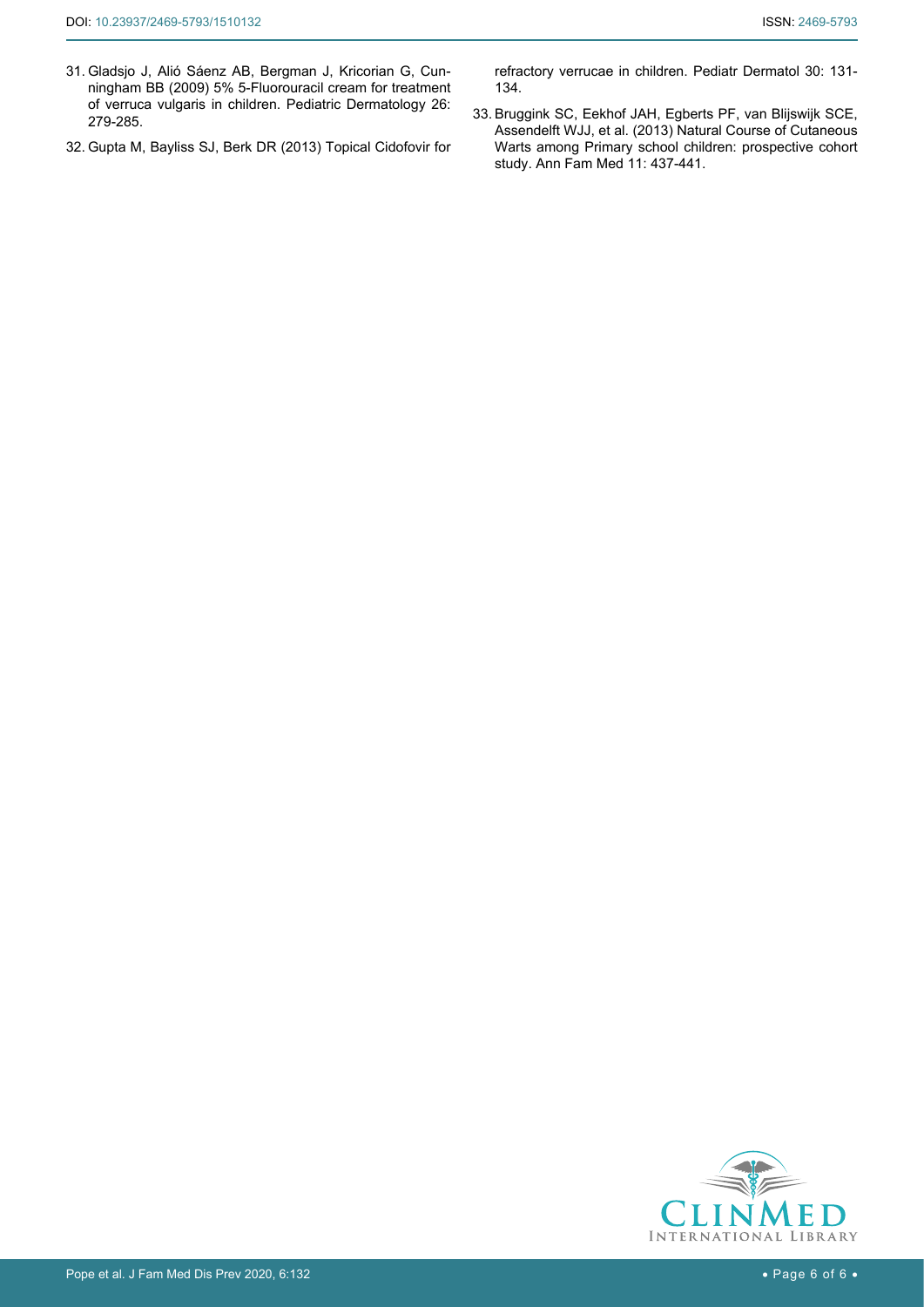31. Gladsjo J, Alió Sáenz AB, Bergman J, Kricorian G, Cunningham BB (2009) 5% 5-Fluorouracil cream for treatment of verruca vulgaris in children. Pediatric Dermatology 26: 279-285.

32. Gupta M, Bayliss SJ, Berk DR (2013) Topical Cidofovir for refractory verrucae in children. Pediatr Dermatol 30: 131-134.

33. Bruggink SC, Eekhof JAH, Egberts PF, van Blijswijk SCE, Assendelft WJJ, et al. (2013) Natural Course of Cutaneous Warts among Primary school children: prospective cohort study. Ann Fam Med 11: 437-441.